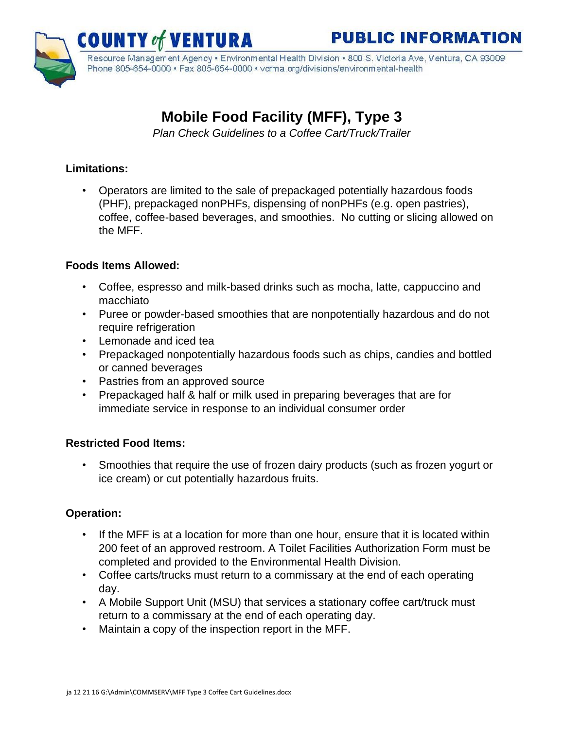**COUNTY of VENTURA** **PUBLIC INFORMATION**

Resource Management Agency • Environmental Health Division • 800 S. Victoria Ave, Ventura, CA 93009
Phone 805-654-0000 • Fax 805-654-0000 • vcrma.org/divisions/environmental-health

# Mobile Food Facility (MFF), Type 3

*Plan Check Guidelines to a Coffee Cart/Truck/Trailer*

**Limitations:**

- Operators are limited to the sale of prepackaged potentially hazardous foods (PHF), prepackaged nonPHFs, dispensing of nonPHFs (e.g. open pastries), coffee, coffee-based beverages, and smoothies. No cutting or slicing allowed on the MFF.

**Foods Items Allowed:**

- Coffee, espresso and milk-based drinks such as mocha, latte, cappuccino and macchiato
- Puree or powder-based smoothies that are nonpotentially hazardous and do not require refrigeration
- Lemonade and iced tea
- Prepackaged nonpotentially hazardous foods such as chips, candies and bottled or canned beverages
- Pastries from an approved source
- Prepackaged half & half or milk used in preparing beverages that are for immediate service in response to an individual consumer order

**Restricted Food Items:**

- Smoothies that require the use of frozen dairy products (such as frozen yogurt or ice cream) or cut potentially hazardous fruits.

**Operation:**

- If the MFF is at a location for more than one hour, ensure that it is located within 200 feet of an approved restroom. A Toilet Facilities Authorization Form must be completed and provided to the Environmental Health Division.
- Coffee carts/trucks must return to a commissary at the end of each operating day.
- A Mobile Support Unit (MSU) that services a stationary coffee cart/truck must return to a commissary at the end of each operating day.
- Maintain a copy of the inspection report in the MFF.

ja 12 21 16 G:\Admin\COMMSERV\MFF Type 3 Coffee Cart Guidelines.docx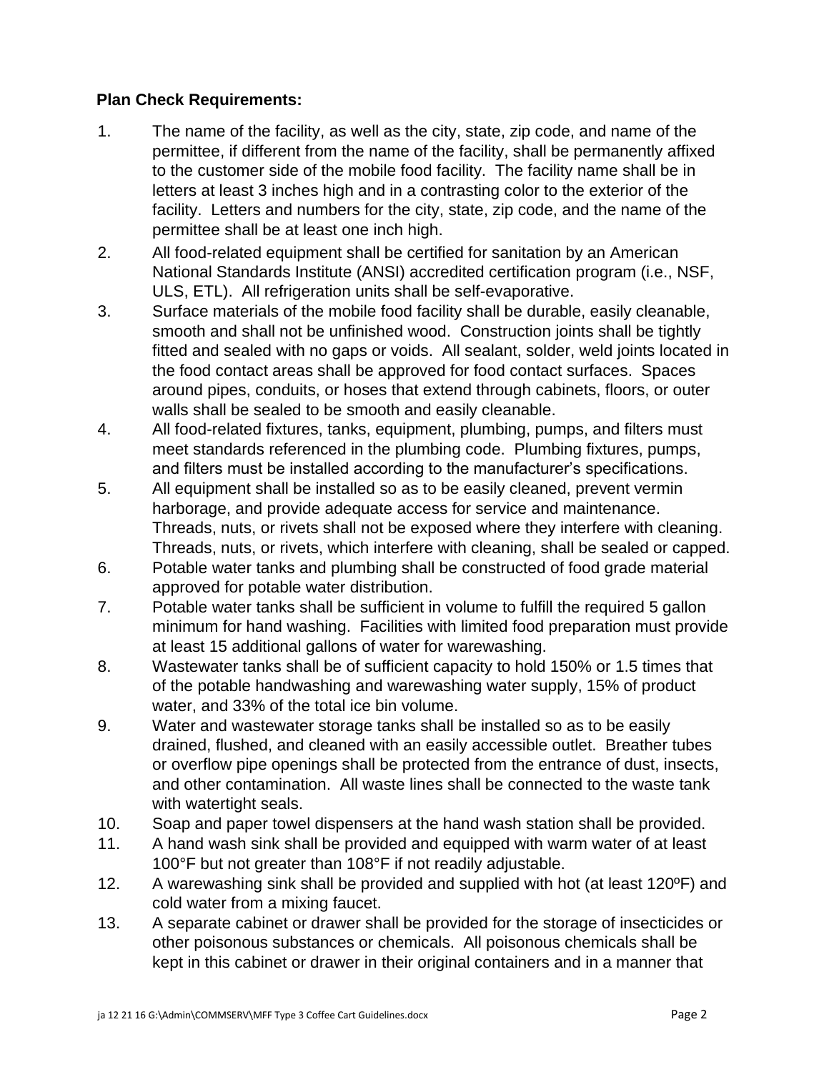**Plan Check Requirements:**

1. The name of the facility, as well as the city, state, zip code, and name of the permittee, if different from the name of the facility, shall be permanently affixed to the customer side of the mobile food facility. The facility name shall be in letters at least 3 inches high and in a contrasting color to the exterior of the facility. Letters and numbers for the city, state, zip code, and the name of the permittee shall be at least one inch high.
2. All food-related equipment shall be certified for sanitation by an American National Standards Institute (ANSI) accredited certification program (i.e., NSF, ULS, ETL). All refrigeration units shall be self-evaporative.
3. Surface materials of the mobile food facility shall be durable, easily cleanable, smooth and shall not be unfinished wood. Construction joints shall be tightly fitted and sealed with no gaps or voids. All sealant, solder, weld joints located in the food contact areas shall be approved for food contact surfaces. Spaces around pipes, conduits, or hoses that extend through cabinets, floors, or outer walls shall be sealed to be smooth and easily cleanable.
4. All food-related fixtures, tanks, equipment, plumbing, pumps, and filters must meet standards referenced in the plumbing code. Plumbing fixtures, pumps, and filters must be installed according to the manufacturer's specifications.
5. All equipment shall be installed so as to be easily cleaned, prevent vermin harborage, and provide adequate access for service and maintenance. Threads, nuts, or rivets shall not be exposed where they interfere with cleaning. Threads, nuts, or rivets, which interfere with cleaning, shall be sealed or capped.
6. Potable water tanks and plumbing shall be constructed of food grade material approved for potable water distribution.
7. Potable water tanks shall be sufficient in volume to fulfill the required 5 gallon minimum for hand washing. Facilities with limited food preparation must provide at least 15 additional gallons of water for warewashing.
8. Wastewater tanks shall be of sufficient capacity to hold 150% or 1.5 times that of the potable handwashing and warewashing water supply, 15% of product water, and 33% of the total ice bin volume.
9. Water and wastewater storage tanks shall be installed so as to be easily drained, flushed, and cleaned with an easily accessible outlet. Breather tubes or overflow pipe openings shall be protected from the entrance of dust, insects, and other contamination. All waste lines shall be connected to the waste tank with watertight seals.
10. Soap and paper towel dispensers at the hand wash station shall be provided.
11. A hand wash sink shall be provided and equipped with warm water of at least 100°F but not greater than 108°F if not readily adjustable.
12. A warewashing sink shall be provided and supplied with hot (at least 120ºF) and cold water from a mixing faucet.
13. A separate cabinet or drawer shall be provided for the storage of insecticides or other poisonous substances or chemicals. All poisonous chemicals shall be kept in this cabinet or drawer in their original containers and in a manner that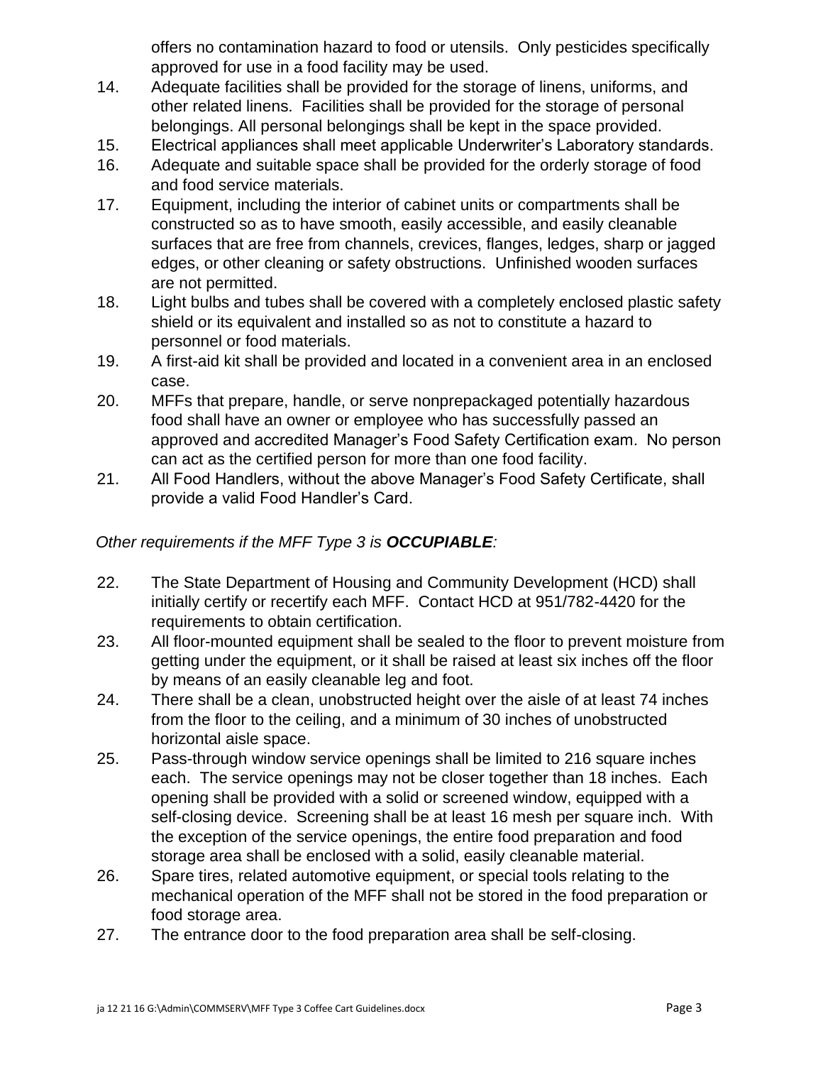offers no contamination hazard to food or utensils. Only pesticides specifically approved for use in a food facility may be used.

14. Adequate facilities shall be provided for the storage of linens, uniforms, and other related linens. Facilities shall be provided for the storage of personal belongings. All personal belongings shall be kept in the space provided.
15. Electrical appliances shall meet applicable Underwriter's Laboratory standards.
16. Adequate and suitable space shall be provided for the orderly storage of food and food service materials.
17. Equipment, including the interior of cabinet units or compartments shall be constructed so as to have smooth, easily accessible, and easily cleanable surfaces that are free from channels, crevices, flanges, ledges, sharp or jagged edges, or other cleaning or safety obstructions. Unfinished wooden surfaces are not permitted.
18. Light bulbs and tubes shall be covered with a completely enclosed plastic safety shield or its equivalent and installed so as not to constitute a hazard to personnel or food materials.
19. A first-aid kit shall be provided and located in a convenient area in an enclosed case.
20. MFFs that prepare, handle, or serve nonprepackaged potentially hazardous food shall have an owner or employee who has successfully passed an approved and accredited Manager's Food Safety Certification exam. No person can act as the certified person for more than one food facility.
21. All Food Handlers, without the above Manager's Food Safety Certificate, shall provide a valid Food Handler's Card.

*Other requirements if the MFF Type 3 is **OCCUPIABLE**:*

22. The State Department of Housing and Community Development (HCD) shall initially certify or recertify each MFF. Contact HCD at 951/782-4420 for the requirements to obtain certification.
23. All floor-mounted equipment shall be sealed to the floor to prevent moisture from getting under the equipment, or it shall be raised at least six inches off the floor by means of an easily cleanable leg and foot.
24. There shall be a clean, unobstructed height over the aisle of at least 74 inches from the floor to the ceiling, and a minimum of 30 inches of unobstructed horizontal aisle space.
25. Pass-through window service openings shall be limited to 216 square inches each. The service openings may not be closer together than 18 inches. Each opening shall be provided with a solid or screened window, equipped with a self-closing device. Screening shall be at least 16 mesh per square inch. With the exception of the service openings, the entire food preparation and food storage area shall be enclosed with a solid, easily cleanable material.
26. Spare tires, related automotive equipment, or special tools relating to the mechanical operation of the MFF shall not be stored in the food preparation or food storage area.
27. The entrance door to the food preparation area shall be self-closing.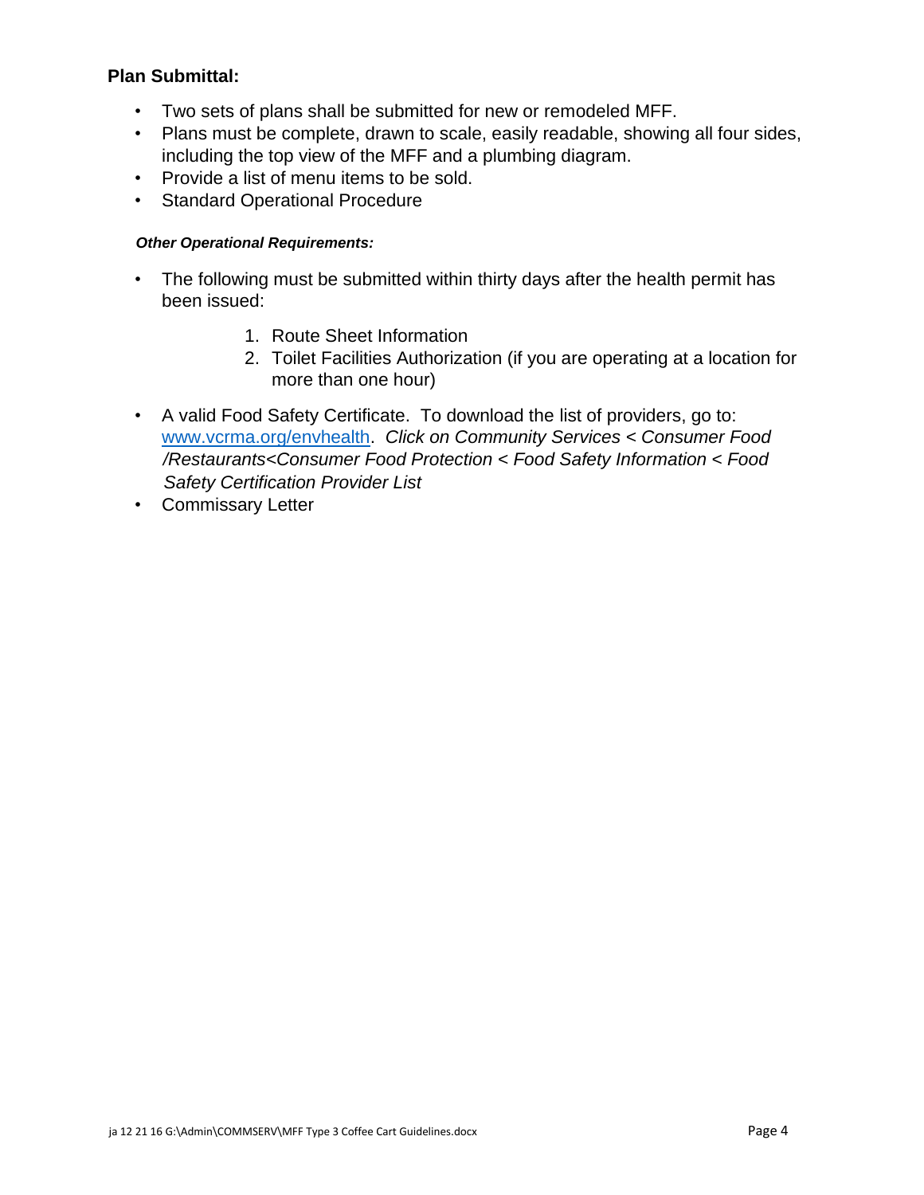**Plan Submittal:**

- Two sets of plans shall be submitted for new or remodeled MFF.
- Plans must be complete, drawn to scale, easily readable, showing all four sides, including the top view of the MFF and a plumbing diagram.
- Provide a list of menu items to be sold.
- Standard Operational Procedure

***Other Operational Requirements:***

- The following must be submitted within thirty days after the health permit has been issued:

    1. Route Sheet Information
    2. Toilet Facilities Authorization (if you are operating at a location for more than one hour)

- A valid Food Safety Certificate. To download the list of providers, go to: [www.vcrma.org/envhealth](http://www.vcrma.org/envhealth). *Click on Community Services < Consumer Food /Restaurants<Consumer Food Protection < Food Safety Information < Food Safety Certification Provider List*
- Commissary Letter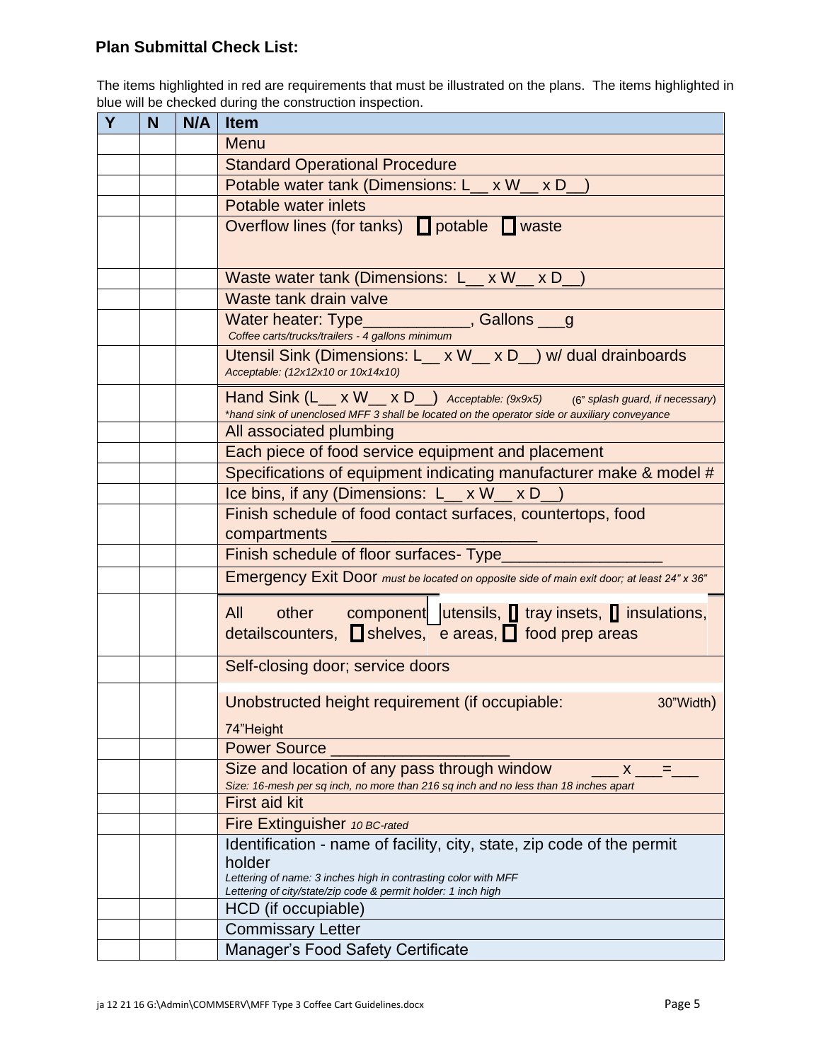## Plan Submittal Check List:

The items highlighted in red are requirements that must be illustrated on the plans. The items highlighted in blue will be checked during the construction inspection.

| Y | N | N/A | Item |
|---|---|---|---|
| | | | Menu |
| | | | Standard Operational Procedure |
| | | | Potable water tank (Dimensions: L__ x W__ x D__) |
| | | | Potable water inlets |
| | | | Overflow lines (for tanks) ☐ potable ☐ waste |
| | | | Waste water tank (Dimensions: L__ x W__ x D__) |
| | | | Waste tank drain valve |
| | | | Water heater: Type___________, Gallons ___g<br>*Coffee carts/trucks/trailers - 4 gallons minimum* |
| | | | Utensil Sink (Dimensions: L__ x W__ x D__) w/ dual drainboards<br>*Acceptable: (12x12x10 or 10x14x10)* |
| | | | Hand Sink (L__ x W__ x D__) *Acceptable: (9x9x5)* (6" *splash guard, if necessary*)<br>*\*hand sink of unenclosed MFF 3 shall be located on the operator side or auxiliary conveyance* |
| | | | All associated plumbing |
| | | | Each piece of food service equipment and placement |
| | | | Specifications of equipment indicating manufacturer make & model # |
| | | | Ice bins, if any (Dimensions: L__ x W__ x D__) |
| | | | Finish schedule of food contact surfaces, countertops, food compartments ______________________ |
| | | | Finish schedule of floor surfaces- Type_________________ |
| | | | Emergency Exit Door *must be located on opposite side of main exit door; at least 24" x 36"* |
| | | | All other component ☐ utensils, ☐ tray insets, ☐ insulations, detailscounters, ☐ shelves, e areas, ☐ food prep areas |
| | | | Self-closing door; service doors |
| | | | Unobstructed height requirement (if occupiable: 30"Width) 74"Height |
| | | | Power Source ___________________ |
| | | | Size and location of any pass through window ___ x ___=___<br>*Size: 16-mesh per sq inch, no more than 216 sq inch and no less than 18 inches apart* |
| | | | First aid kit |
| | | | Fire Extinguisher *10 BC-rated* |
| | | | Identification - name of facility, city, state, zip code of the permit holder<br>*Lettering of name: 3 inches high in contrasting color with MFF*<br>*Lettering of city/state/zip code & permit holder: 1 inch high* |
| | | | HCD (if occupiable) |
| | | | Commissary Letter |
| | | | Manager's Food Safety Certificate |

ja 12 21 16 G:\Admin\COMMSERV\MFF Type 3 Coffee Cart Guidelines.docx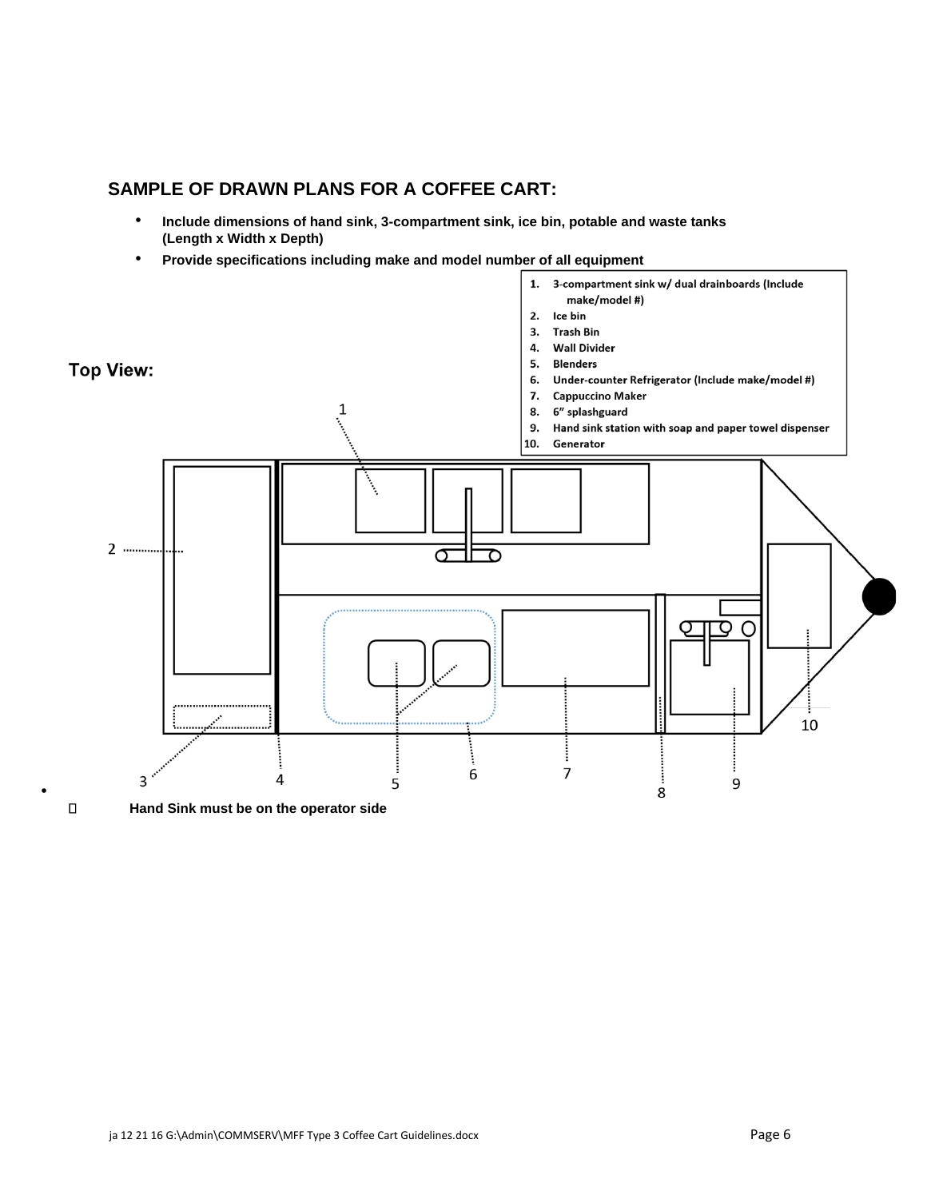## SAMPLE OF DRAWN PLANS FOR A COFFEE CART:

- **Include dimensions of hand sink, 3-compartment sink, ice bin, potable and waste tanks (Length x Width x Depth)**
- **Provide specifications including make and model number of all equipment**

**Top View:**

1. **3-compartment sink w/ dual drainboards (Include make/model #)**
2. **Ice bin**
3. **Trash Bin**
4. **Wall Divider**
5. **Blenders**
6. **Under-counter Refrigerator (Include make/model #)**
7. **Cappuccino Maker**
8. **6" splashguard**
9. **Hand sink station with soap and paper towel dispenser**
10. **Generator**

- **Hand Sink must be on the operator side**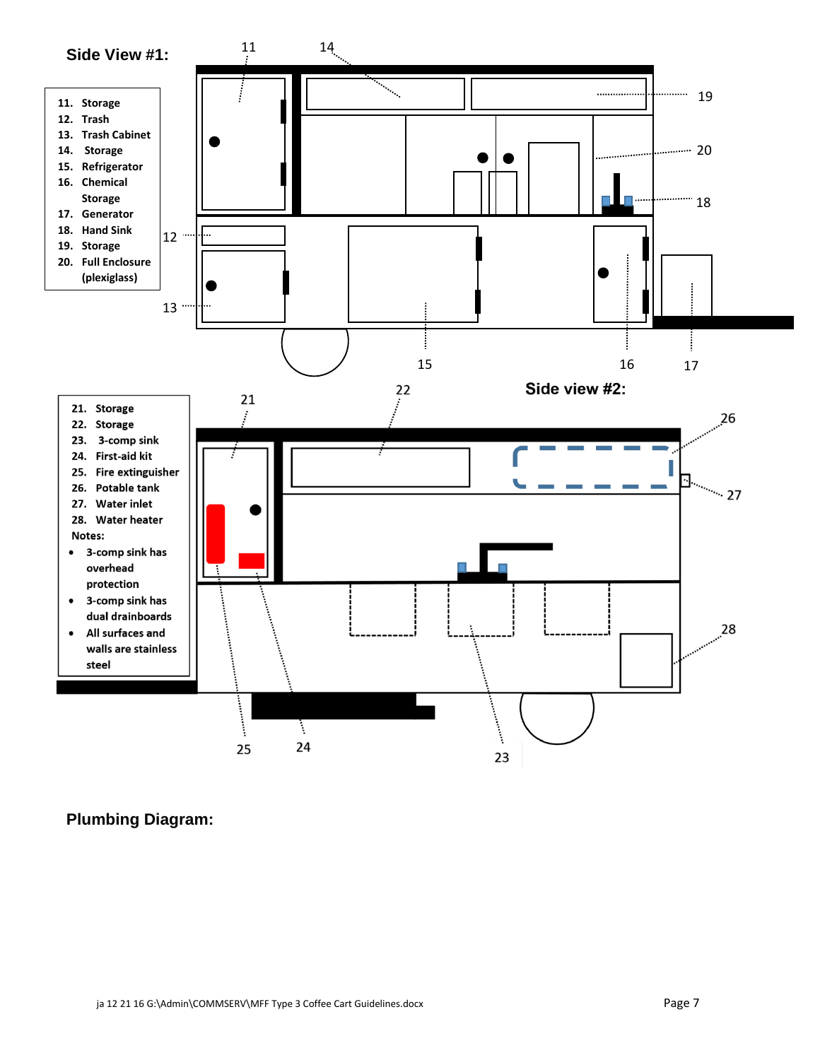## Side View #1:

11. Storage
12. Trash
13. Trash Cabinet
14. Storage
15. Refrigerator
16. Chemical Storage
17. Generator
18. Hand Sink
19. Storage
20. Full Enclosure (plexiglass)

11 14 19 20 18 12 13 15 16 17

## Side view #2:

21. Storage
22. Storage
23. 3-comp sink
24. First-aid kit
25. Fire extinguisher
26. Potable tank
27. Water inlet
28. Water heater

Notes:

- 3-comp sink has overhead protection
- 3-comp sink has dual drainboards
- All surfaces and walls are stainless steel

21 22 26 27 28 25 24 23

## Plumbing Diagram: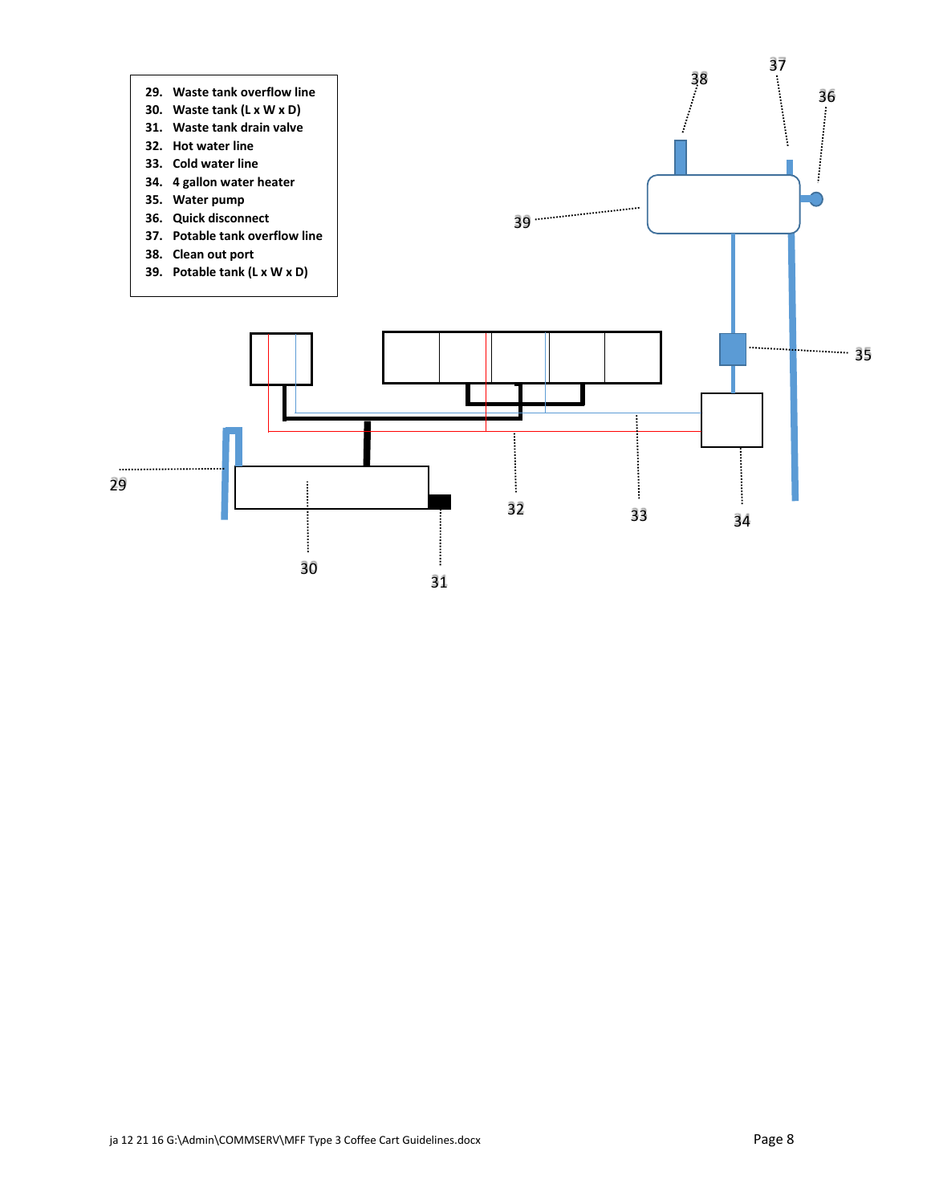29. **Waste tank overflow line**
30. **Waste tank (L x W x D)**
31. **Waste tank drain valve**
32. **Hot water line**
33. **Cold water line**
34. **4 gallon water heater**
35. **Water pump**
36. **Quick disconnect**
37. **Potable tank overflow line**
38. **Clean out port**
39. **Potable tank (L x W x D)**

38

37

36

39

35

29

32

33

34

30

31

ja 12 21 16 G:\Admin\COMMSERV\MFF Type 3 Coffee Cart Guidelines.docx